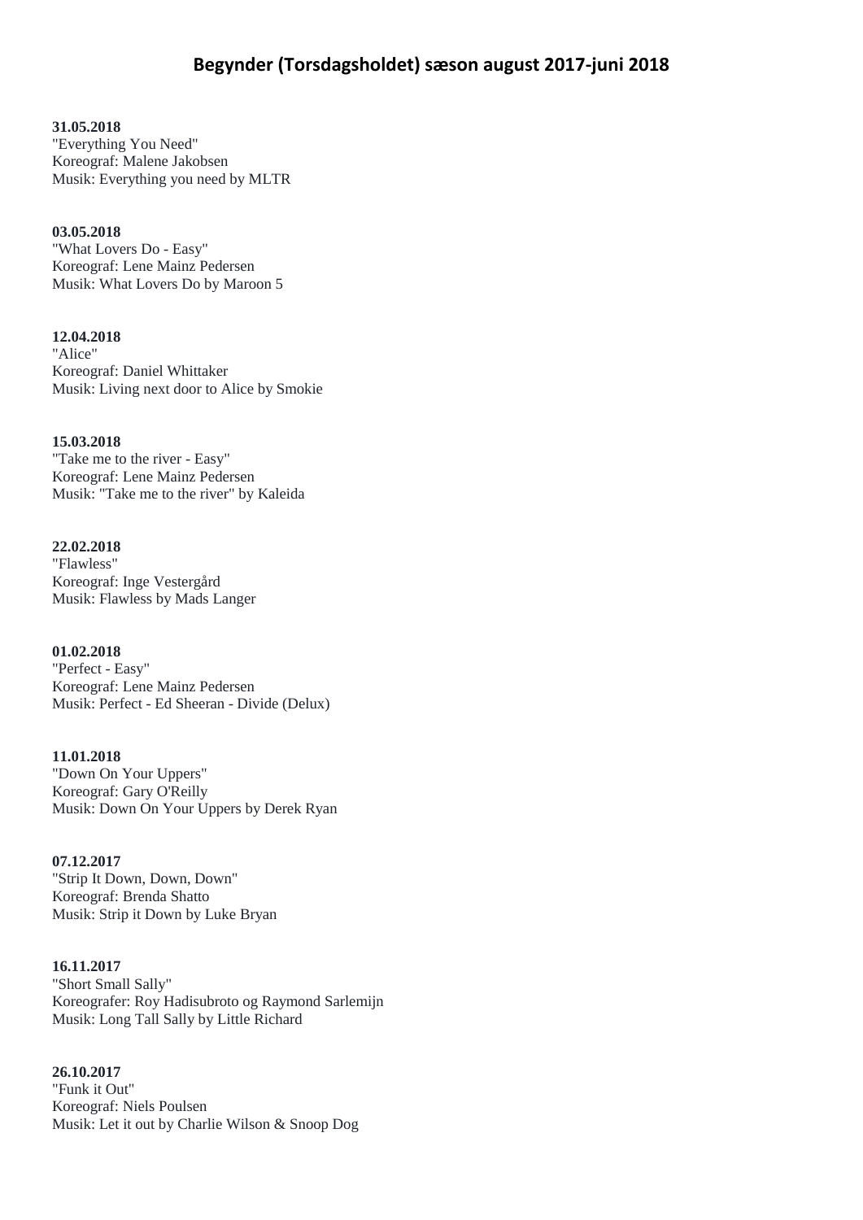# Begynder (Torsdagsholdet) sæson august 2017-juni 2018

**31.05.2018**
"Everything You Need"
Koreograf: Malene Jakobsen
Musik: Everything you need by MLTR

**03.05.2018**
"What Lovers Do - Easy"
Koreograf: Lene Mainz Pedersen
Musik: What Lovers Do by Maroon 5

**12.04.2018**
"Alice"
Koreograf: Daniel Whittaker
Musik: Living next door to Alice by Smokie

**15.03.2018**
"Take me to the river - Easy"
Koreograf: Lene Mainz Pedersen
Musik: "Take me to the river" by Kaleida

**22.02.2018**
"Flawless"
Koreograf: Inge Vestergård
Musik: Flawless by Mads Langer

**01.02.2018**
"Perfect - Easy"
Koreograf: Lene Mainz Pedersen
Musik: Perfect - Ed Sheeran - Divide (Delux)

**11.01.2018**
"Down On Your Uppers"
Koreograf: Gary O'Reilly
Musik: Down On Your Uppers by Derek Ryan

**07.12.2017**
"Strip It Down, Down, Down"
Koreograf: Brenda Shatto
Musik: Strip it Down by Luke Bryan

**16.11.2017**
"Short Small Sally"
Koreografer: Roy Hadisubroto og Raymond Sarlemijn
Musik: Long Tall Sally by Little Richard

**26.10.2017**
"Funk it Out"
Koreograf: Niels Poulsen
Musik: Let it out by Charlie Wilson & Snoop Dog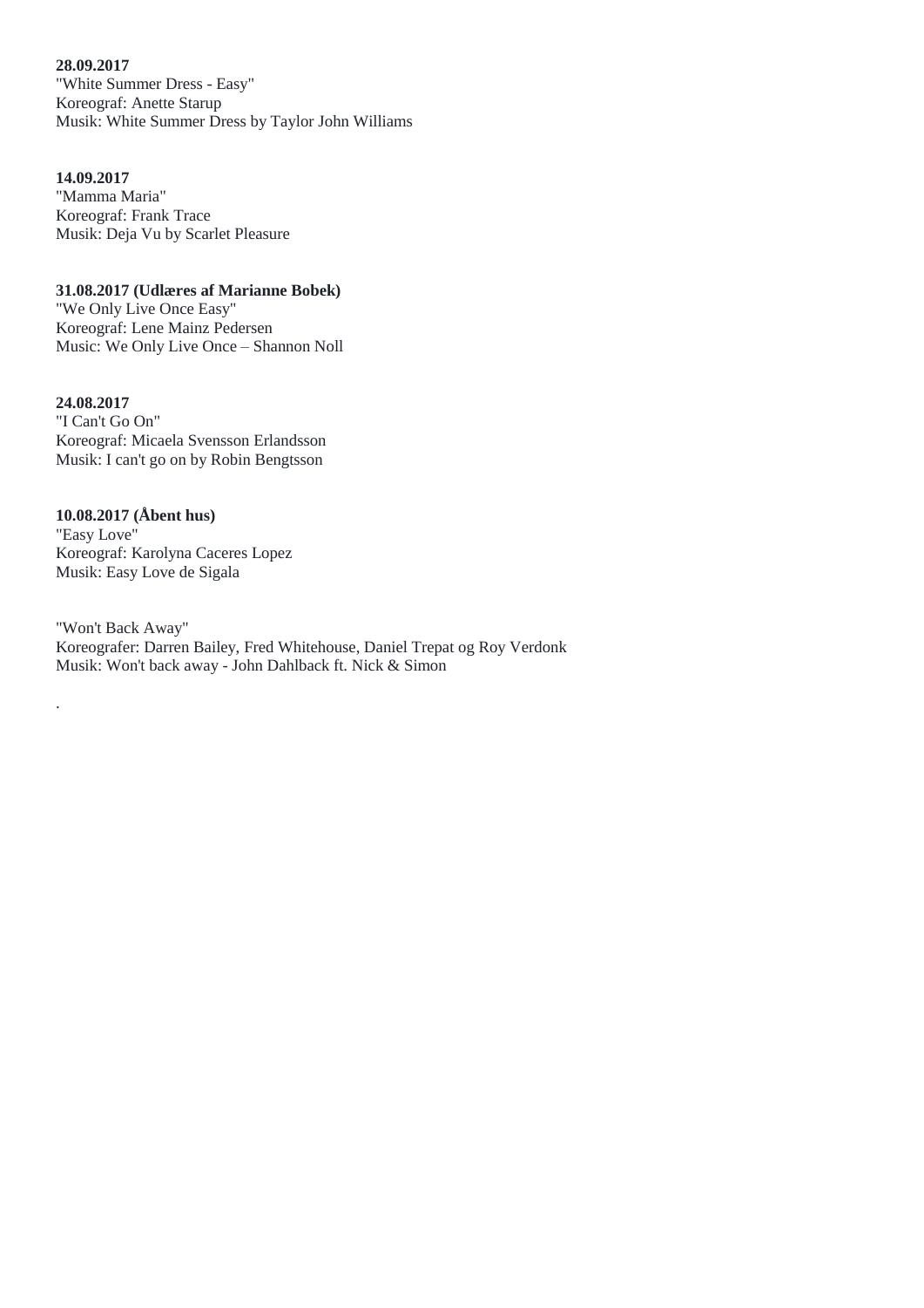**28.09.2017**
"White Summer Dress - Easy"
Koreograf: Anette Starup
Musik: White Summer Dress by Taylor John Williams

**14.09.2017**
"Mamma Maria"
Koreograf: Frank Trace
Musik: Deja Vu by Scarlet Pleasure

**31.08.2017 (Udlæres af Marianne Bobek)**
"We Only Live Once Easy"
Koreograf: Lene Mainz Pedersen
Music: We Only Live Once – Shannon Noll

**24.08.2017**
"I Can't Go On"
Koreograf: Micaela Svensson Erlandsson
Musik: I can't go on by Robin Bengtsson

**10.08.2017 (Åbent hus)**
"Easy Love"
Koreograf: Karolyna Caceres Lopez
Musik: Easy Love de Sigala

"Won't Back Away"
Koreografer: Darren Bailey, Fred Whitehouse, Daniel Trepat og Roy Verdonk
Musik: Won't back away - John Dahlback ft. Nick & Simon

.